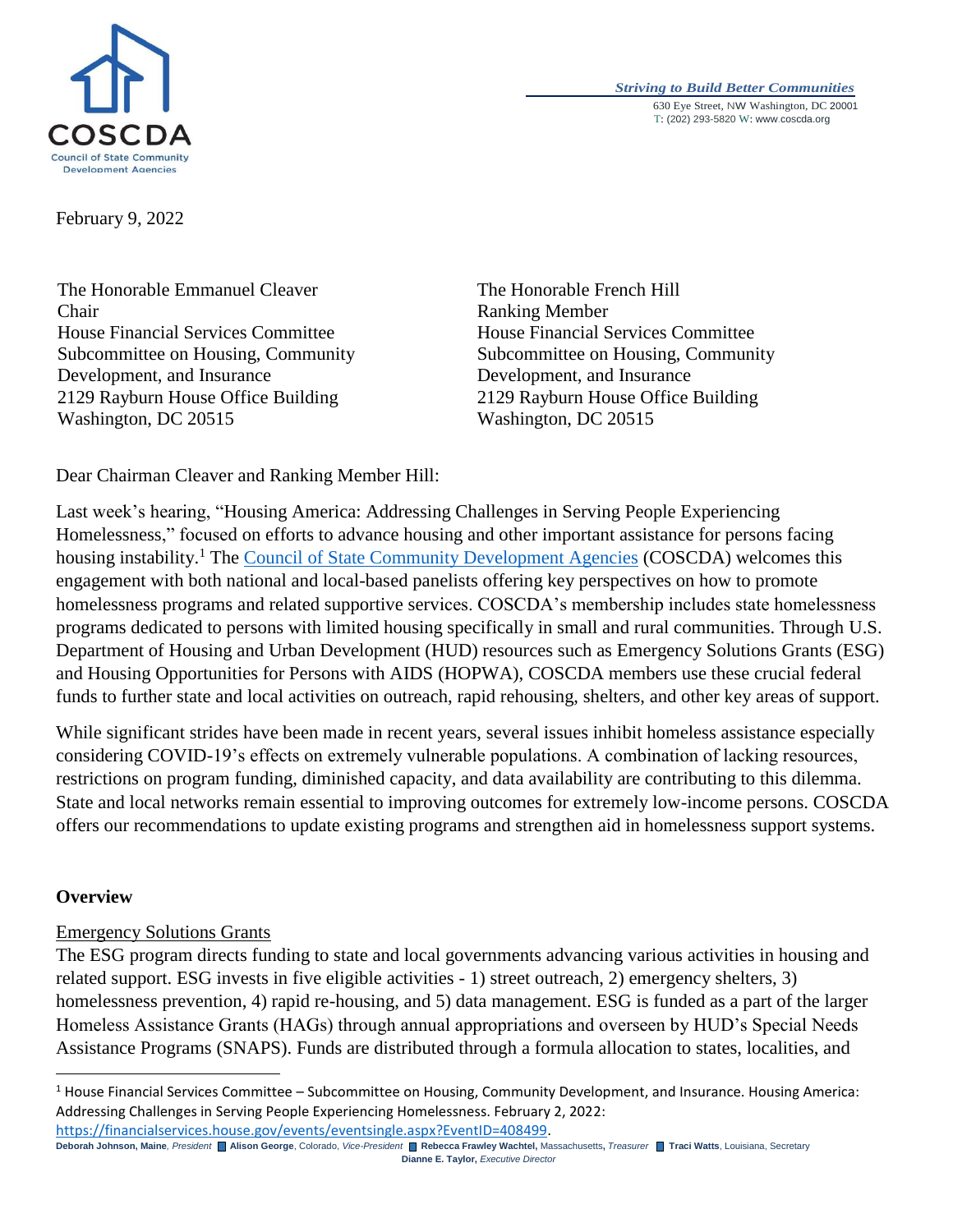COSCDA
Council of State Community Development Agencies

*Striving to Build Better Communities*
630 Eye Street, NW Washington, DC 20001
T: (202) 293-5820 W: www.coscda.org

February 9, 2022

The Honorable Emmanuel Cleaver
Chair
House Financial Services Committee
Subcommittee on Housing, Community Development, and Insurance
2129 Rayburn House Office Building
Washington, DC 20515

The Honorable French Hill
Ranking Member
House Financial Services Committee
Subcommittee on Housing, Community Development, and Insurance
2129 Rayburn House Office Building
Washington, DC 20515

Dear Chairman Cleaver and Ranking Member Hill:

Last week's hearing, "Housing America: Addressing Challenges in Serving People Experiencing Homelessness," focused on efforts to advance housing and other important assistance for persons facing housing instability.[1] The Council of State Community Development Agencies (COSCDA) welcomes this engagement with both national and local-based panelists offering key perspectives on how to promote homelessness programs and related supportive services. COSCDA's membership includes state homelessness programs dedicated to persons with limited housing specifically in small and rural communities. Through U.S. Department of Housing and Urban Development (HUD) resources such as Emergency Solutions Grants (ESG) and Housing Opportunities for Persons with AIDS (HOPWA), COSCDA members use these crucial federal funds to further state and local activities on outreach, rapid rehousing, shelters, and other key areas of support.

While significant strides have been made in recent years, several issues inhibit homeless assistance especially considering COVID-19's effects on extremely vulnerable populations. A combination of lacking resources, restrictions on program funding, diminished capacity, and data availability are contributing to this dilemma. State and local networks remain essential to improving outcomes for extremely low-income persons. COSCDA offers our recommendations to update existing programs and strengthen aid in homelessness support systems.

**Overview**

Emergency Solutions Grants

The ESG program directs funding to state and local governments advancing various activities in housing and related support. ESG invests in five eligible activities - 1) street outreach, 2) emergency shelters, 3) homelessness prevention, 4) rapid re-housing, and 5) data management. ESG is funded as a part of the larger Homeless Assistance Grants (HAGs) through annual appropriations and overseen by HUD's Special Needs Assistance Programs (SNAPS). Funds are distributed through a formula allocation to states, localities, and

[1] House Financial Services Committee – Subcommittee on Housing, Community Development, and Insurance. Housing America: Addressing Challenges in Serving People Experiencing Homelessness. February 2, 2022: https://financialservices.house.gov/events/eventsingle.aspx?EventID=408499.

**Deborah Johnson, Maine**, *President* **Alison George**, Colorado, *Vice-President* **Rebecca Frawley Wachtel,** Massachusetts, *Treasurer* **Traci Watts**, Louisiana, Secretary
**Dianne E. Taylor,** *Executive Director*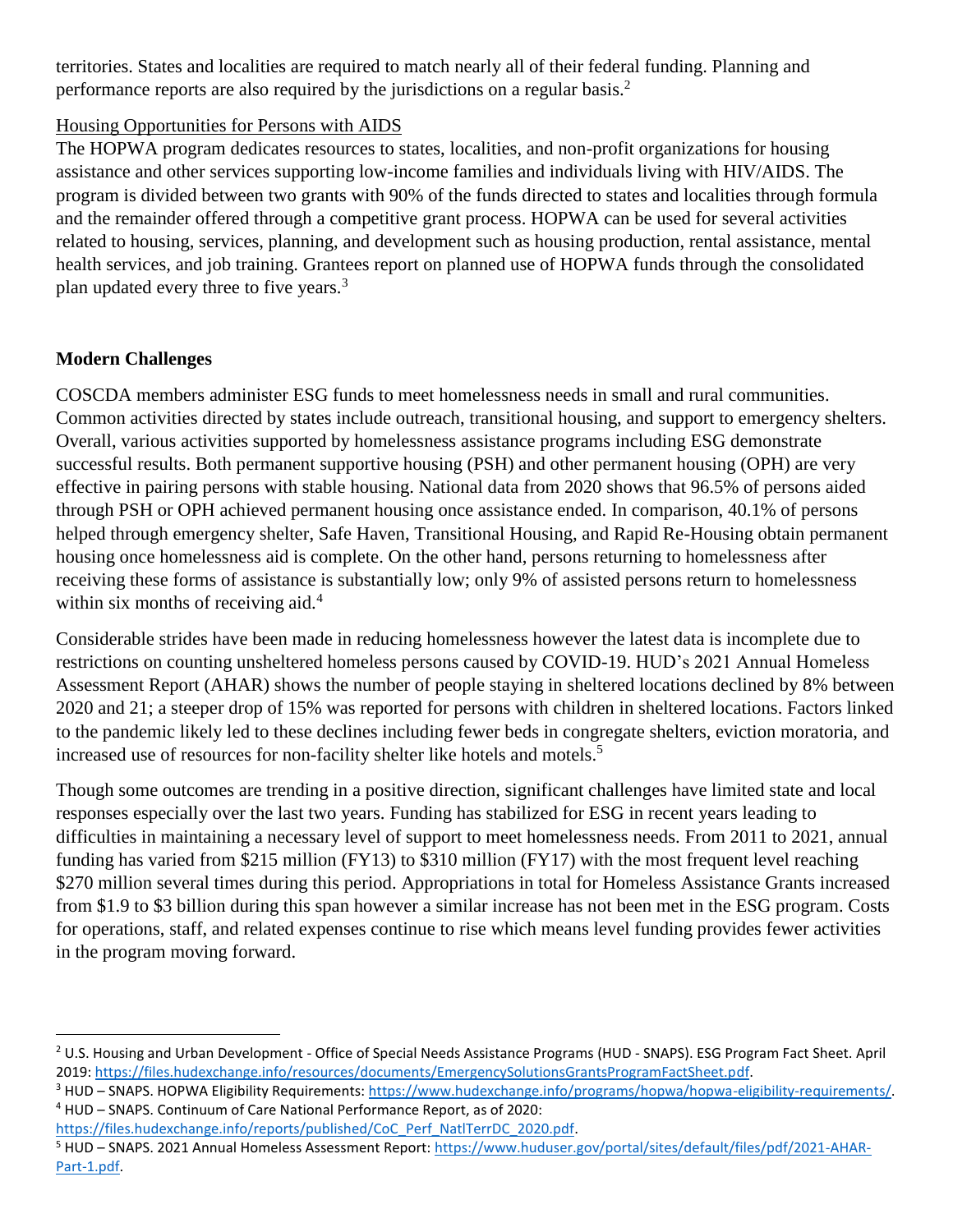territories. States and localities are required to match nearly all of their federal funding. Planning and performance reports are also required by the jurisdictions on a regular basis.[2]

Housing Opportunities for Persons with AIDS

The HOPWA program dedicates resources to states, localities, and non-profit organizations for housing assistance and other services supporting low-income families and individuals living with HIV/AIDS. The program is divided between two grants with 90% of the funds directed to states and localities through formula and the remainder offered through a competitive grant process. HOPWA can be used for several activities related to housing, services, planning, and development such as housing production, rental assistance, mental health services, and job training. Grantees report on planned use of HOPWA funds through the consolidated plan updated every three to five years.[3]

**Modern Challenges**

COSCDA members administer ESG funds to meet homelessness needs in small and rural communities. Common activities directed by states include outreach, transitional housing, and support to emergency shelters. Overall, various activities supported by homelessness assistance programs including ESG demonstrate successful results. Both permanent supportive housing (PSH) and other permanent housing (OPH) are very effective in pairing persons with stable housing. National data from 2020 shows that 96.5% of persons aided through PSH or OPH achieved permanent housing once assistance ended. In comparison, 40.1% of persons helped through emergency shelter, Safe Haven, Transitional Housing, and Rapid Re-Housing obtain permanent housing once homelessness aid is complete. On the other hand, persons returning to homelessness after receiving these forms of assistance is substantially low; only 9% of assisted persons return to homelessness within six months of receiving aid.[4]

Considerable strides have been made in reducing homelessness however the latest data is incomplete due to restrictions on counting unsheltered homeless persons caused by COVID-19. HUD's 2021 Annual Homeless Assessment Report (AHAR) shows the number of people staying in sheltered locations declined by 8% between 2020 and 21; a steeper drop of 15% was reported for persons with children in sheltered locations. Factors linked to the pandemic likely led to these declines including fewer beds in congregate shelters, eviction moratoria, and increased use of resources for non-facility shelter like hotels and motels.[5]

Though some outcomes are trending in a positive direction, significant challenges have limited state and local responses especially over the last two years. Funding has stabilized for ESG in recent years leading to difficulties in maintaining a necessary level of support to meet homelessness needs. From 2011 to 2021, annual funding has varied from $215 million (FY13) to $310 million (FY17) with the most frequent level reaching $270 million several times during this period. Appropriations in total for Homeless Assistance Grants increased from $1.9 to $3 billion during this span however a similar increase has not been met in the ESG program. Costs for operations, staff, and related expenses continue to rise which means level funding provides fewer activities in the program moving forward.

---

[2] U.S. Housing and Urban Development - Office of Special Needs Assistance Programs (HUD - SNAPS). ESG Program Fact Sheet. April 2019: https://files.hudexchange.info/resources/documents/EmergencySolutionsGrantsProgramFactSheet.pdf.

[3] HUD – SNAPS. HOPWA Eligibility Requirements: https://www.hudexchange.info/programs/hopwa/hopwa-eligibility-requirements/.

[4] HUD – SNAPS. Continuum of Care National Performance Report, as of 2020: https://files.hudexchange.info/reports/published/CoC_Perf_NatlTerrDC_2020.pdf.

[5] HUD – SNAPS. 2021 Annual Homeless Assessment Report: https://www.huduser.gov/portal/sites/default/files/pdf/2021-AHAR-Part-1.pdf.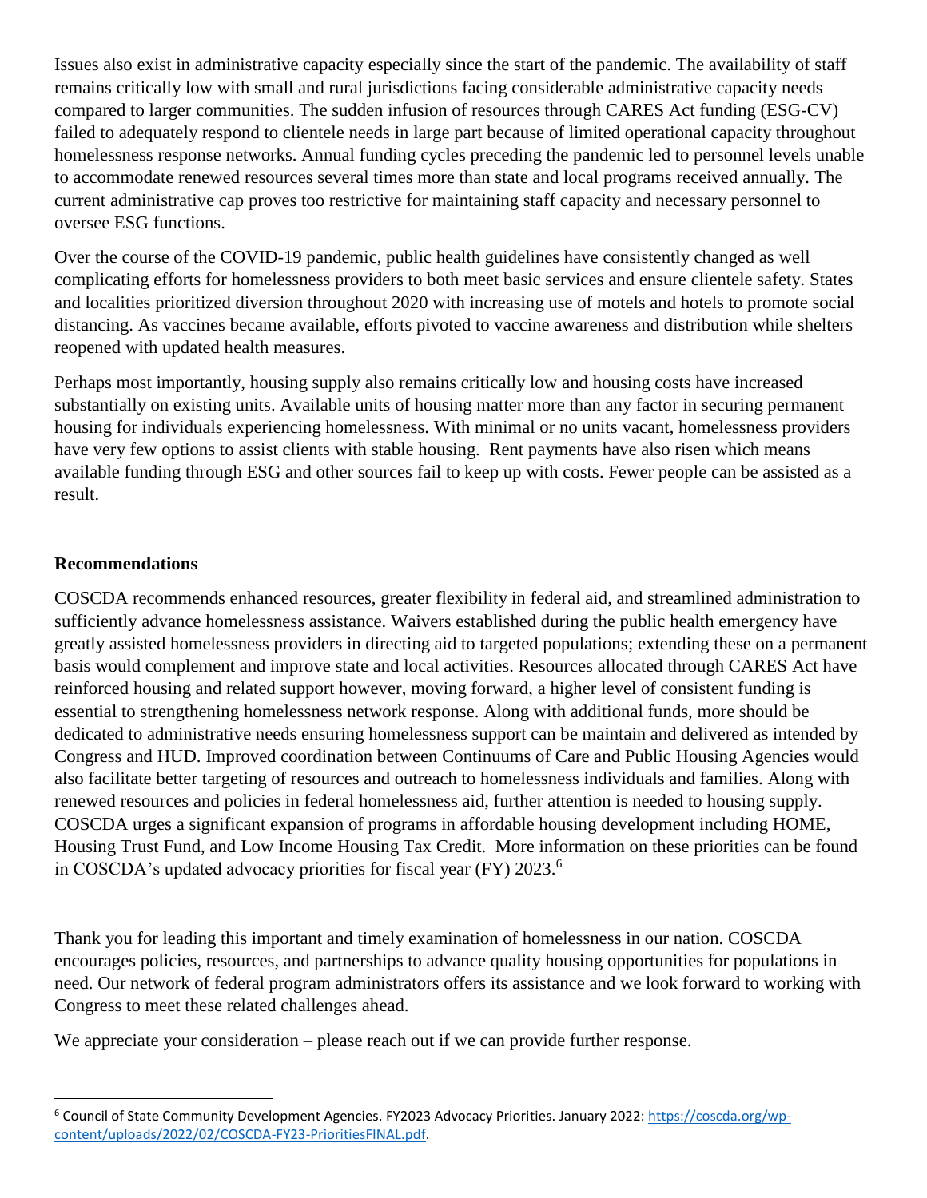Issues also exist in administrative capacity especially since the start of the pandemic. The availability of staff remains critically low with small and rural jurisdictions facing considerable administrative capacity needs compared to larger communities. The sudden infusion of resources through CARES Act funding (ESG-CV) failed to adequately respond to clientele needs in large part because of limited operational capacity throughout homelessness response networks. Annual funding cycles preceding the pandemic led to personnel levels unable to accommodate renewed resources several times more than state and local programs received annually. The current administrative cap proves too restrictive for maintaining staff capacity and necessary personnel to oversee ESG functions.

Over the course of the COVID-19 pandemic, public health guidelines have consistently changed as well complicating efforts for homelessness providers to both meet basic services and ensure clientele safety. States and localities prioritized diversion throughout 2020 with increasing use of motels and hotels to promote social distancing. As vaccines became available, efforts pivoted to vaccine awareness and distribution while shelters reopened with updated health measures.

Perhaps most importantly, housing supply also remains critically low and housing costs have increased substantially on existing units. Available units of housing matter more than any factor in securing permanent housing for individuals experiencing homelessness. With minimal or no units vacant, homelessness providers have very few options to assist clients with stable housing. Rent payments have also risen which means available funding through ESG and other sources fail to keep up with costs. Fewer people can be assisted as a result.

**Recommendations**

COSCDA recommends enhanced resources, greater flexibility in federal aid, and streamlined administration to sufficiently advance homelessness assistance. Waivers established during the public health emergency have greatly assisted homelessness providers in directing aid to targeted populations; extending these on a permanent basis would complement and improve state and local activities. Resources allocated through CARES Act have reinforced housing and related support however, moving forward, a higher level of consistent funding is essential to strengthening homelessness network response. Along with additional funds, more should be dedicated to administrative needs ensuring homelessness support can be maintain and delivered as intended by Congress and HUD. Improved coordination between Continuums of Care and Public Housing Agencies would also facilitate better targeting of resources and outreach to homelessness individuals and families. Along with renewed resources and policies in federal homelessness aid, further attention is needed to housing supply. COSCDA urges a significant expansion of programs in affordable housing development including HOME, Housing Trust Fund, and Low Income Housing Tax Credit. More information on these priorities can be found in COSCDA's updated advocacy priorities for fiscal year (FY) 2023.[6]

Thank you for leading this important and timely examination of homelessness in our nation. COSCDA encourages policies, resources, and partnerships to advance quality housing opportunities for populations in need. Our network of federal program administrators offers its assistance and we look forward to working with Congress to meet these related challenges ahead.

We appreciate your consideration – please reach out if we can provide further response.

---

[6] Council of State Community Development Agencies. FY2023 Advocacy Priorities. January 2022: https://coscda.org/wp-content/uploads/2022/02/COSCDA-FY23-PrioritiesFINAL.pdf.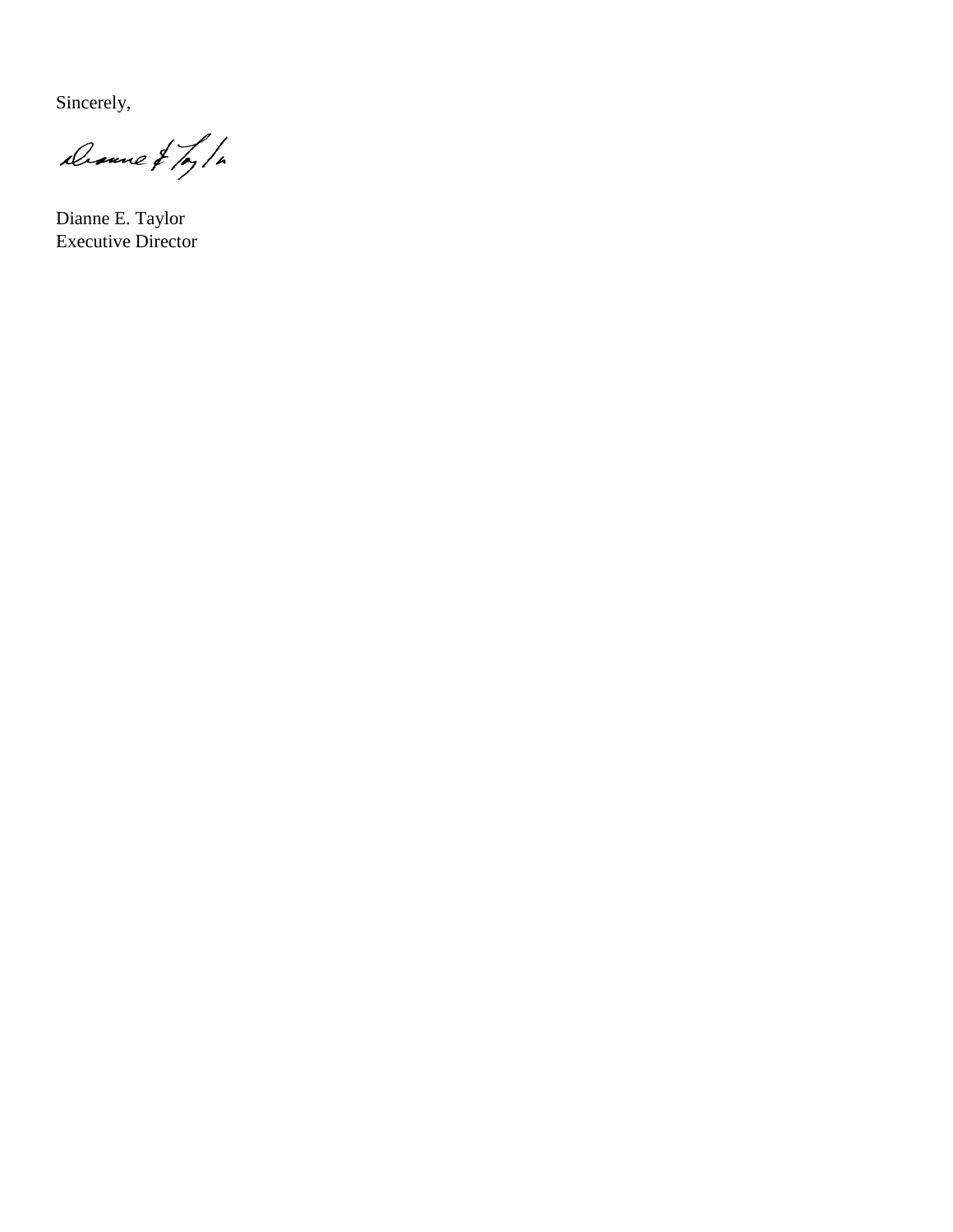Sincerely,

Dianne E. Taylor
Executive Director